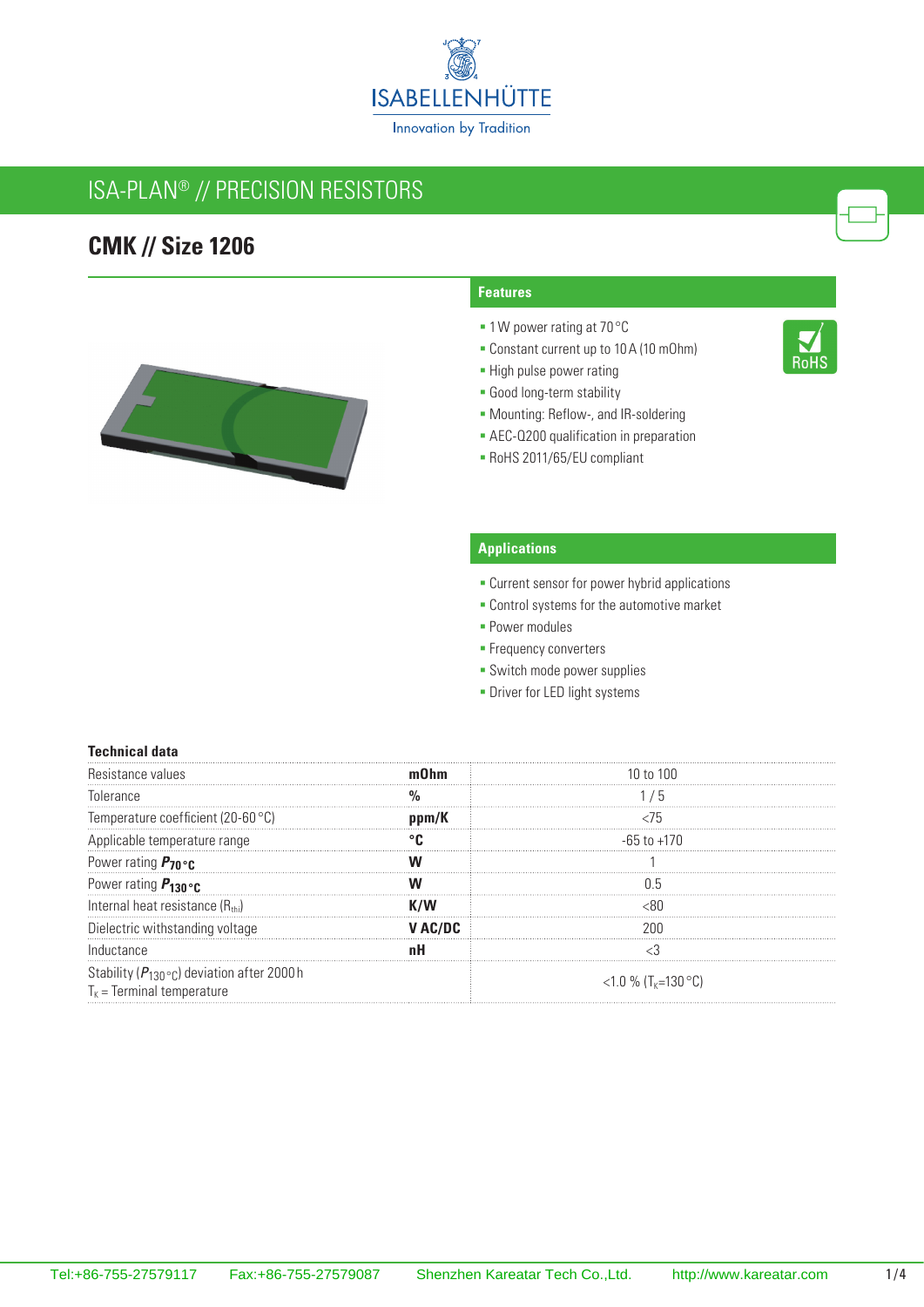ISABELLENHÜTTE

Innovation by Tradition

# ISA-PLAN® // PRECISION RESISTORS

## CMK // Size 1206

### Features

- 1 W power rating at 70 °C
- Constant current up to 10 A (10 mOhm)
- High pulse power rating
- Good long-term stability
- Mounting: Reflow-, and IR-soldering
- AEC-Q200 qualification in preparation
- RoHS 2011/65/EU compliant

RoHS

### Applications

- Current sensor for power hybrid applications
- Control systems for the automotive market
- Power modules
- Frequency converters
- Switch mode power supplies
- Driver for LED light systems

### Technical data

| Parameter | Unit | Value |
|---|---|---|
| Resistance values | **mOhm** | 10 to 100 |
| Tolerance | **%** | 1 / 5 |
| Temperature coefficient (20-60 °C) | **ppm/K** | <75 |
| Applicable temperature range | **°C** | -65 to +170 |
| Power rating $P_{70\,°C}$ | **W** | 1 |
| Power rating $P_{130\,°C}$ | **W** | 0.5 |
| Internal heat resistance ($R_{thi}$) | **K/W** | <80 |
| Dielectric withstanding voltage | **V AC/DC** | 200 |
| Inductance | **nH** | <3 |
| Stability ($P_{130\,°C}$) deviation after 2000 h<br>$T_K$ = Terminal temperature | | <1.0 % ($T_K$=130 °C) |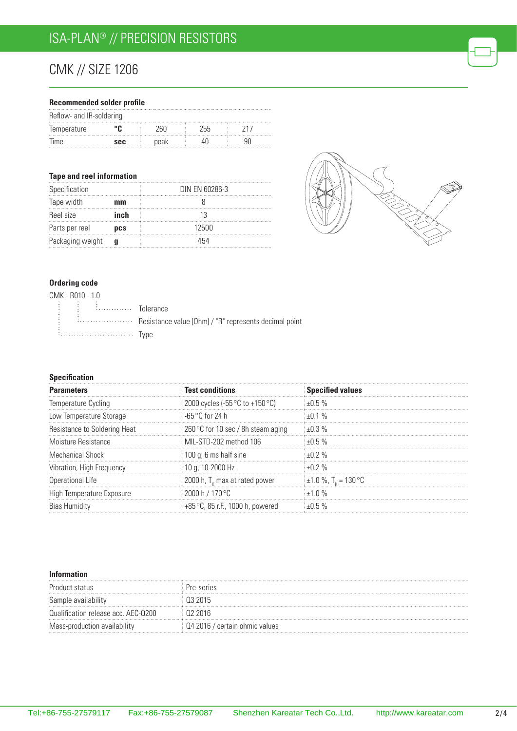# ISA-PLAN® // PRECISION RESISTORS

## CMK // SIZE 1206

### Recommended solder profile

| Reflow- and IR-soldering | | | | |
|---|---|---|---|---|
| Temperature | °C | 260 | 255 | 217 |
| Time | sec | peak | 40 | 90 |

### Tape and reel information

| Specification | | DIN EN 60286-3 |
|---|---|---|
| Tape width | mm | 8 |
| Reel size | inch | 13 |
| Parts per reel | pcs | 12500 |
| Packaging weight | g | 454 |

### Ordering code

CMK - R010 - 1.0

- 1.0 ........ Tolerance
- R010 ........ Resistance value [Ohm] / "R" represents decimal point
- CMK ........ Type

### Specification

| Parameters | Test conditions | Specified values |
|---|---|---|
| Temperature Cycling | 2000 cycles (-55 °C to +150 °C) | ±0.5 % |
| Low Temperature Storage | -65 °C for 24 h | ±0.1 % |
| Resistance to Soldering Heat | 260 °C for 10 sec / 8h steam aging | ±0.3 % |
| Moisture Resistance | MIL-STD-202 method 106 | ±0.5 % |
| Mechanical Shock | 100 g, 6 ms half sine | ±0.2 % |
| Vibration, High Frequency | 10 g, 10-2000 Hz | ±0.2 % |
| Operational Life | 2000 h, $T_K$ max at rated power | ±1.0 %, $T_K$ = 130 °C |
| High Temperature Exposure | 2000 h / 170 °C | ±1.0 % |
| Bias Humidity | +85 °C, 85 r.F., 1000 h, powered | ±0.5 % |

### Information

| Product status | Pre-series |
|---|---|
| Sample availability | Q3 2015 |
| Qualification release acc. AEC-Q200 | Q2 2016 |
| Mass-production availability | Q4 2016 / certain ohmic values |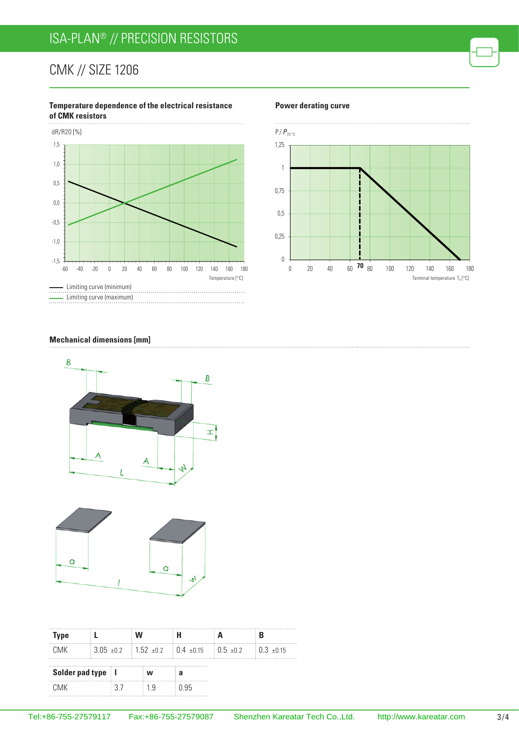# ISA-PLAN® // PRECISION RESISTORS

## CMK // SIZE 1206

**Temperature dependence of the electrical resistance of CMK resistors**

dR/R20 [%]

Temperature [°C]

- Limiting curve (minimum)
- Limiting curve (maximum)

**Power derating curve**

$P / P_{70\,°C}$

Terminal temperature $T_K$ [°C]

**Mechanical dimensions [mm]**

| Type | L | W | H | A | B |
|---|---|---|---|---|---|
| CMK | 3.05 ±0.2 | 1.52 ±0.2 | 0.4 ±0.15 | 0.5 ±0.2 | 0.3 ±0.15 |

| Solder pad type | l | w | a |
|---|---|---|---|
| CMK | 3.7 | 1.9 | 0.95 |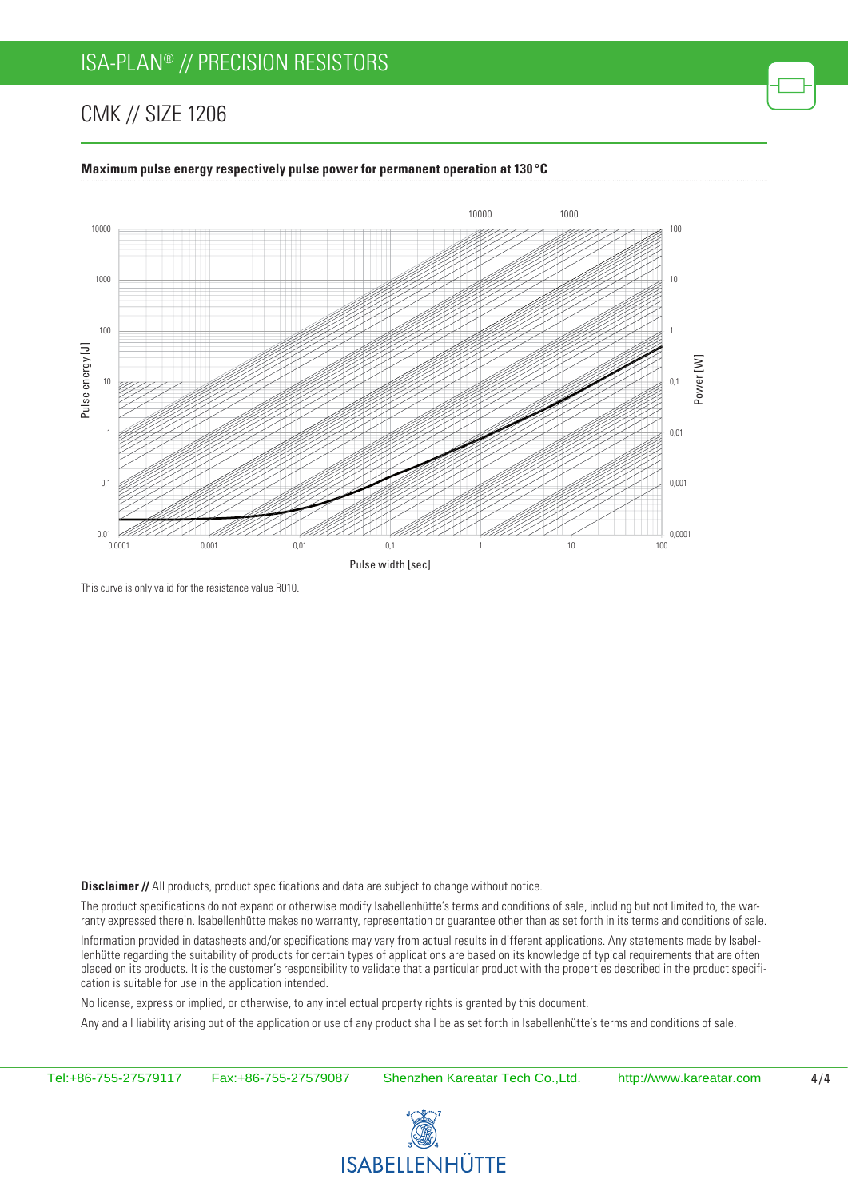# ISA-PLAN® // PRECISION RESISTORS

## CMK // SIZE 1206

**Maximum pulse energy respectively pulse power for permanent operation at 130 °C**

10000
1000

10000
1000
100
10
1
0,1
0,01

Pulse energy [J]

100
10
1
0,1
0,01
0,001
0,0001

Power [W]

0,0001
0,001
0,01
0,1
1
10
100

Pulse width [sec]

This curve is only valid for the resistance value R010.

**Disclaimer //** All products, product specifications and data are subject to change without notice.

The product specifications do not expand or otherwise modify Isabellenhütte's terms and conditions of sale, including but not limited to, the warranty expressed therein. Isabellenhütte makes no warranty, representation or guarantee other than as set forth in its terms and conditions of sale.

Information provided in datasheets and/or specifications may vary from actual results in different applications. Any statements made by Isabellenhütte regarding the suitability of products for certain types of applications are based on its knowledge of typical requirements that are often placed on its products. It is the customer's responsibility to validate that a particular product with the properties described in the product specification is suitable for use in the application intended.

No license, express or implied, or otherwise, to any intellectual property rights is granted by this document.

Any and all liability arising out of the application or use of any product shall be as set forth in Isabellenhütte's terms and conditions of sale.

Tel:+86-755-27579117 Fax:+86-755-27579087 Shenzhen Kareatar Tech Co.,Ltd. http://www.kareatar.com

ISABELLENHÜTTE